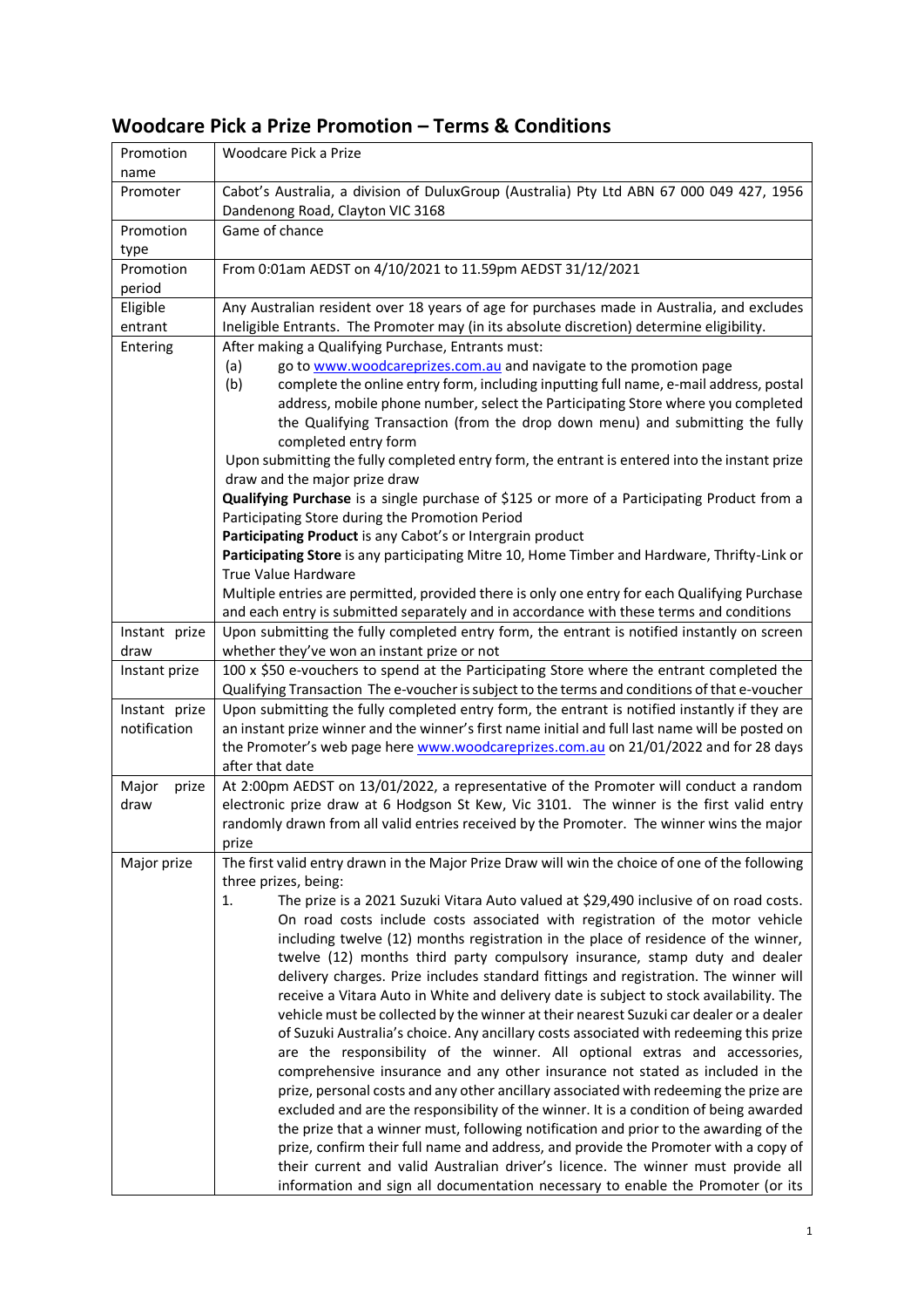# Woodcare Pick a Prize Promotion – Terms & Conditions

| Promotion name | Woodcare Pick a Prize |
|---|---|
| Promoter | Cabot's Australia, a division of DuluxGroup (Australia) Pty Ltd ABN 67 000 049 427, 1956 Dandenong Road, Clayton VIC 3168 |
| Promotion type | Game of chance |
| Promotion period | From 0:01am AEDST on 4/10/2021 to 11.59pm AEDST 31/12/2021 |
| Eligible entrant | Any Australian resident over 18 years of age for purchases made in Australia, and excludes Ineligible Entrants. The Promoter may (in its absolute discretion) determine eligibility. |
| Entering | After making a Qualifying Purchase, Entrants must:<br>(a) go to www.woodcareprizes.com.au and navigate to the promotion page<br>(b) complete the online entry form, including inputting full name, e-mail address, postal address, mobile phone number, select the Participating Store where you completed the Qualifying Transaction (from the drop down menu) and submitting the fully completed entry form<br>Upon submitting the fully completed entry form, the entrant is entered into the instant prize draw and the major prize draw<br>**Qualifying Purchase** is a single purchase of $125 or more of a Participating Product from a Participating Store during the Promotion Period<br>**Participating Product** is any Cabot's or Intergrain product<br>**Participating Store** is any participating Mitre 10, Home Timber and Hardware, Thrifty-Link or True Value Hardware<br>Multiple entries are permitted, provided there is only one entry for each Qualifying Purchase and each entry is submitted separately and in accordance with these terms and conditions |
| Instant prize draw | Upon submitting the fully completed entry form, the entrant is notified instantly on screen whether they've won an instant prize or not |
| Instant prize | 100 x $50 e-vouchers to spend at the Participating Store where the entrant completed the Qualifying Transaction The e-voucher is subject to the terms and conditions of that e-voucher |
| Instant prize notification | Upon submitting the fully completed entry form, the entrant is notified instantly if they are an instant prize winner and the winner's first name initial and full last name will be posted on the Promoter's web page here www.woodcareprizes.com.au on 21/01/2022 and for 28 days after that date |
| Major prize draw | At 2:00pm AEDST on 13/01/2022, a representative of the Promoter will conduct a random electronic prize draw at 6 Hodgson St Kew, Vic 3101. The winner is the first valid entry randomly drawn from all valid entries received by the Promoter. The winner wins the major prize |
| Major prize | The first valid entry drawn in the Major Prize Draw will win the choice of one of the following three prizes, being:<br>1. The prize is a 2021 Suzuki Vitara Auto valued at $29,490 inclusive of on road costs. On road costs include costs associated with registration of the motor vehicle including twelve (12) months registration in the place of residence of the winner, twelve (12) months third party compulsory insurance, stamp duty and dealer delivery charges. Prize includes standard fittings and registration. The winner will receive a Vitara Auto in White and delivery date is subject to stock availability. The vehicle must be collected by the winner at their nearest Suzuki car dealer or a dealer of Suzuki Australia's choice. Any ancillary costs associated with redeeming this prize are the responsibility of the winner. All optional extras and accessories, comprehensive insurance and any other insurance not stated as included in the prize, personal costs and any other ancillary associated with redeeming the prize are excluded and are the responsibility of the winner. It is a condition of being awarded the prize that a winner must, following notification and prior to the awarding of the prize, confirm their full name and address, and provide the Promoter with a copy of their current and valid Australian driver's licence. The winner must provide all information and sign all documentation necessary to enable the Promoter (or its |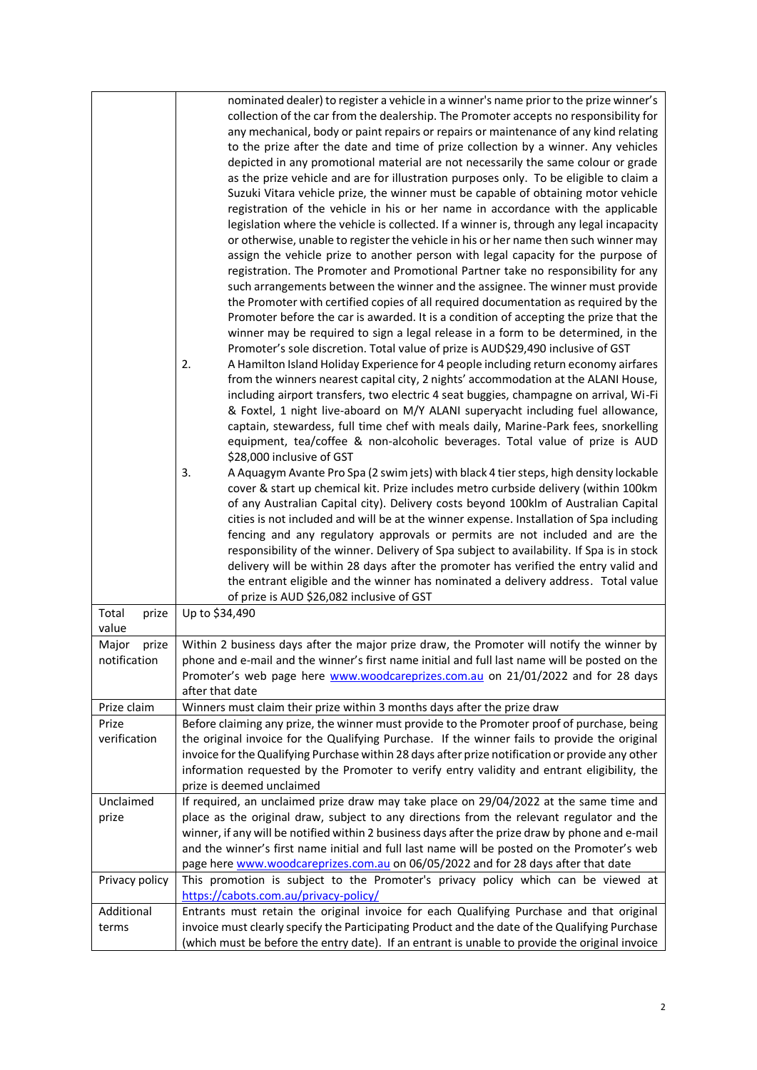| | |
|---|---|
| | nominated dealer) to register a vehicle in a winner's name prior to the prize winner's collection of the car from the dealership. The Promoter accepts no responsibility for any mechanical, body or paint repairs or repairs or maintenance of any kind relating to the prize after the date and time of prize collection by a winner. Any vehicles depicted in any promotional material are not necessarily the same colour or grade as the prize vehicle and are for illustration purposes only. To be eligible to claim a Suzuki Vitara vehicle prize, the winner must be capable of obtaining motor vehicle registration of the vehicle in his or her name in accordance with the applicable legislation where the vehicle is collected. If a winner is, through any legal incapacity or otherwise, unable to register the vehicle in his or her name then such winner may assign the vehicle prize to another person with legal capacity for the purpose of registration. The Promoter and Promotional Partner take no responsibility for any such arrangements between the winner and the assignee. The winner must provide the Promoter with certified copies of all required documentation as required by the Promoter before the car is awarded. It is a condition of accepting the prize that the winner may be required to sign a legal release in a form to be determined, in the Promoter's sole discretion. Total value of prize is AUD$29,490 inclusive of GST<br>2. A Hamilton Island Holiday Experience for 4 people including return economy airfares from the winners nearest capital city, 2 nights' accommodation at the ALANI House, including airport transfers, two electric 4 seat buggies, champagne on arrival, Wi-Fi & Foxtel, 1 night live-aboard on M/Y ALANI superyacht including fuel allowance, captain, stewardess, full time chef with meals daily, Marine-Park fees, snorkelling equipment, tea/coffee & non-alcoholic beverages. Total value of prize is AUD $28,000 inclusive of GST<br>3. A Aquagym Avante Pro Spa (2 swim jets) with black 4 tier steps, high density lockable cover & start up chemical kit. Prize includes metro curbside delivery (within 100km of any Australian Capital city). Delivery costs beyond 100klm of Australian Capital cities is not included and will be at the winner expense. Installation of Spa including fencing and any regulatory approvals or permits are not included and are the responsibility of the winner. Delivery of Spa subject to availability. If Spa is in stock delivery will be within 28 days after the promoter has verified the entry valid and the entrant eligible and the winner has nominated a delivery address. Total value of prize is AUD $26,082 inclusive of GST |
| Total prize value | Up to $34,490 |
| Major prize notification | Within 2 business days after the major prize draw, the Promoter will notify the winner by phone and e-mail and the winner's first name initial and full last name will be posted on the Promoter's web page here [www.woodcareprizes.com.au](www.woodcareprizes.com.au) on 21/01/2022 and for 28 days after that date |
| Prize claim | Winners must claim their prize within 3 months days after the prize draw |
| Prize verification | Before claiming any prize, the winner must provide to the Promoter proof of purchase, being the original invoice for the Qualifying Purchase. If the winner fails to provide the original invoice for the Qualifying Purchase within 28 days after prize notification or provide any other information requested by the Promoter to verify entry validity and entrant eligibility, the prize is deemed unclaimed |
| Unclaimed prize | If required, an unclaimed prize draw may take place on 29/04/2022 at the same time and place as the original draw, subject to any directions from the relevant regulator and the winner, if any will be notified within 2 business days after the prize draw by phone and e-mail and the winner's first name initial and full last name will be posted on the Promoter's web page here [www.woodcareprizes.com.au](www.woodcareprizes.com.au) on 06/05/2022 and for 28 days after that date |
| Privacy policy | This promotion is subject to the Promoter's privacy policy which can be viewed at [https://cabots.com.au/privacy-policy/](https://cabots.com.au/privacy-policy/) |
| Additional terms | Entrants must retain the original invoice for each Qualifying Purchase and that original invoice must clearly specify the Participating Product and the date of the Qualifying Purchase (which must be before the entry date). If an entrant is unable to provide the original invoice |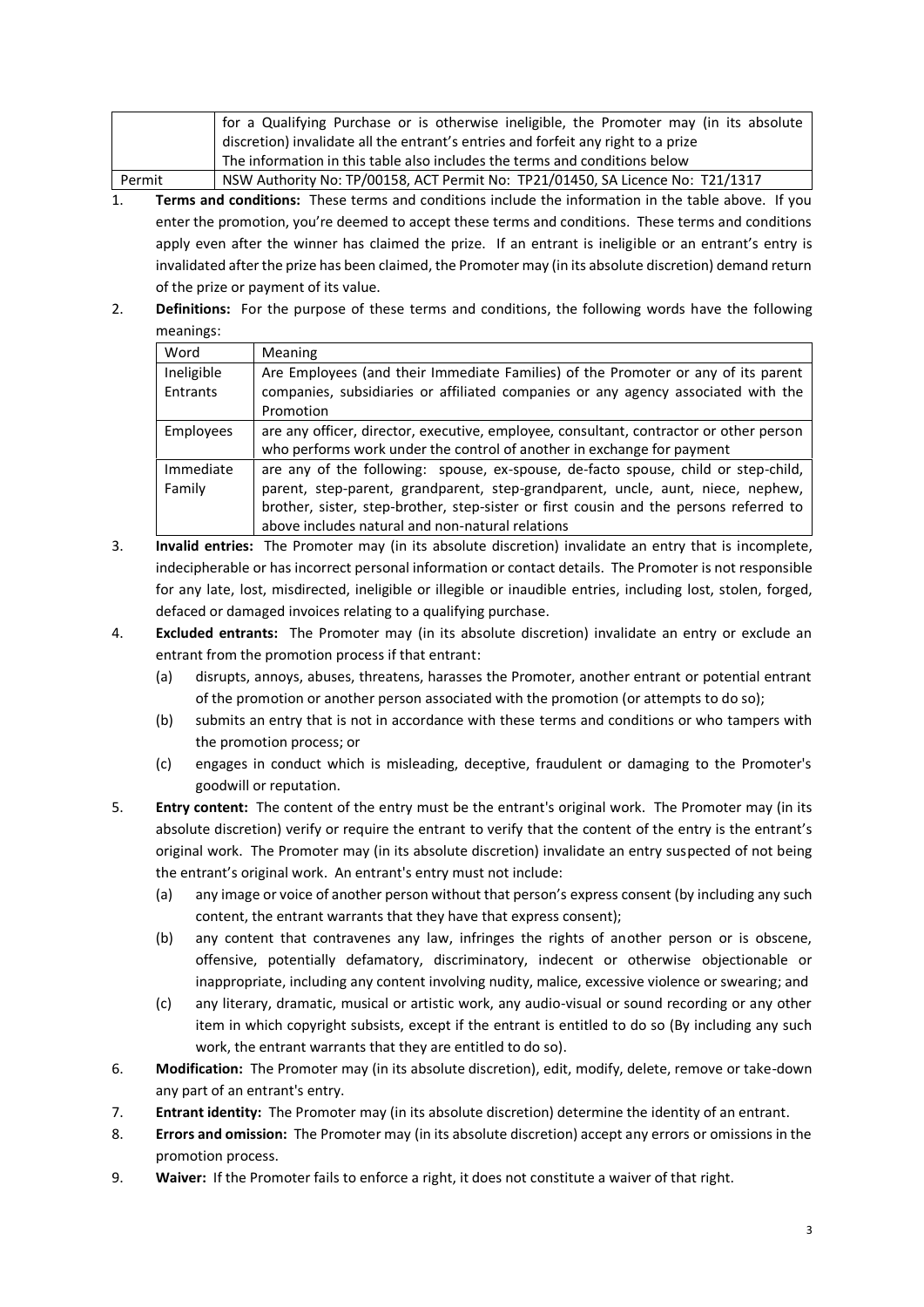|  | for a Qualifying Purchase or is otherwise ineligible, the Promoter may (in its absolute discretion) invalidate all the entrant's entries and forfeit any right to a prize<br>The information in this table also includes the terms and conditions below |
|---|---|
| Permit | NSW Authority No: TP/00158, ACT Permit No: TP21/01450, SA Licence No: T21/1317 |

1. **Terms and conditions:** These terms and conditions include the information in the table above. If you enter the promotion, you're deemed to accept these terms and conditions. These terms and conditions apply even after the winner has claimed the prize. If an entrant is ineligible or an entrant's entry is invalidated after the prize has been claimed, the Promoter may (in its absolute discretion) demand return of the prize or payment of its value.

2. **Definitions:** For the purpose of these terms and conditions, the following words have the following meanings:

| Word | Meaning |
|---|---|
| Ineligible Entrants | Are Employees (and their Immediate Families) of the Promoter or any of its parent companies, subsidiaries or affiliated companies or any agency associated with the Promotion |
| Employees | are any officer, director, executive, employee, consultant, contractor or other person who performs work under the control of another in exchange for payment |
| Immediate Family | are any of the following: spouse, ex-spouse, de-facto spouse, child or step-child, parent, step-parent, grandparent, step-grandparent, uncle, aunt, niece, nephew, brother, sister, step-brother, step-sister or first cousin and the persons referred to above includes natural and non-natural relations |

3. **Invalid entries:** The Promoter may (in its absolute discretion) invalidate an entry that is incomplete, indecipherable or has incorrect personal information or contact details. The Promoter is not responsible for any late, lost, misdirected, ineligible or illegible or inaudible entries, including lost, stolen, forged, defaced or damaged invoices relating to a qualifying purchase.

4. **Excluded entrants:** The Promoter may (in its absolute discretion) invalidate an entry or exclude an entrant from the promotion process if that entrant:
   (a) disrupts, annoys, abuses, threatens, harasses the Promoter, another entrant or potential entrant of the promotion or another person associated with the promotion (or attempts to do so);
   (b) submits an entry that is not in accordance with these terms and conditions or who tampers with the promotion process; or
   (c) engages in conduct which is misleading, deceptive, fraudulent or damaging to the Promoter's goodwill or reputation.

5. **Entry content:** The content of the entry must be the entrant's original work. The Promoter may (in its absolute discretion) verify or require the entrant to verify that the content of the entry is the entrant's original work. The Promoter may (in its absolute discretion) invalidate an entry suspected of not being the entrant's original work. An entrant's entry must not include:
   (a) any image or voice of another person without that person's express consent (by including any such content, the entrant warrants that they have that express consent);
   (b) any content that contravenes any law, infringes the rights of another person or is obscene, offensive, potentially defamatory, discriminatory, indecent or otherwise objectionable or inappropriate, including any content involving nudity, malice, excessive violence or swearing; and
   (c) any literary, dramatic, musical or artistic work, any audio-visual or sound recording or any other item in which copyright subsists, except if the entrant is entitled to do so (By including any such work, the entrant warrants that they are entitled to do so).

6. **Modification:** The Promoter may (in its absolute discretion), edit, modify, delete, remove or take-down any part of an entrant's entry.

7. **Entrant identity:** The Promoter may (in its absolute discretion) determine the identity of an entrant.

8. **Errors and omission:** The Promoter may (in its absolute discretion) accept any errors or omissions in the promotion process.

9. **Waiver:** If the Promoter fails to enforce a right, it does not constitute a waiver of that right.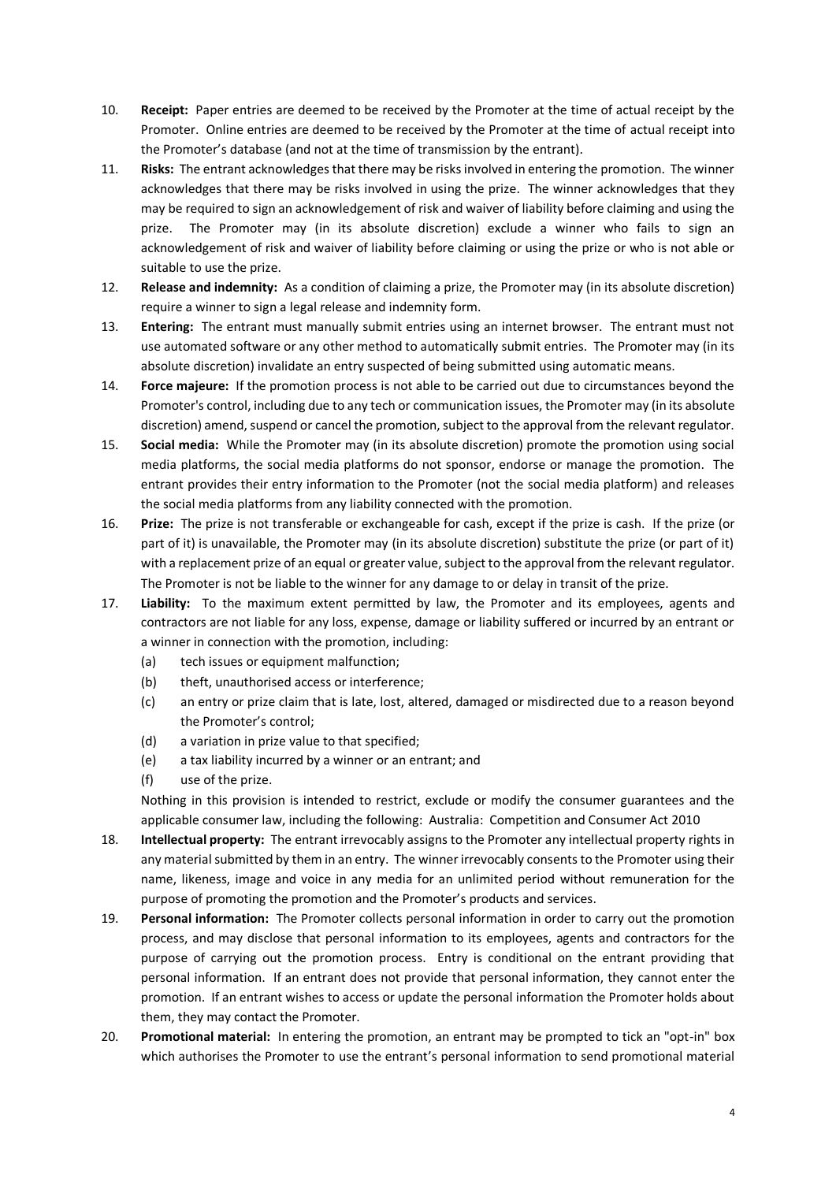10. **Receipt:** Paper entries are deemed to be received by the Promoter at the time of actual receipt by the Promoter. Online entries are deemed to be received by the Promoter at the time of actual receipt into the Promoter's database (and not at the time of transmission by the entrant).
11. **Risks:** The entrant acknowledges that there may be risks involved in entering the promotion. The winner acknowledges that there may be risks involved in using the prize. The winner acknowledges that they may be required to sign an acknowledgement of risk and waiver of liability before claiming and using the prize. The Promoter may (in its absolute discretion) exclude a winner who fails to sign an acknowledgement of risk and waiver of liability before claiming or using the prize or who is not able or suitable to use the prize.
12. **Release and indemnity:** As a condition of claiming a prize, the Promoter may (in its absolute discretion) require a winner to sign a legal release and indemnity form.
13. **Entering:** The entrant must manually submit entries using an internet browser. The entrant must not use automated software or any other method to automatically submit entries. The Promoter may (in its absolute discretion) invalidate an entry suspected of being submitted using automatic means.
14. **Force majeure:** If the promotion process is not able to be carried out due to circumstances beyond the Promoter's control, including due to any tech or communication issues, the Promoter may (in its absolute discretion) amend, suspend or cancel the promotion, subject to the approval from the relevant regulator.
15. **Social media:** While the Promoter may (in its absolute discretion) promote the promotion using social media platforms, the social media platforms do not sponsor, endorse or manage the promotion. The entrant provides their entry information to the Promoter (not the social media platform) and releases the social media platforms from any liability connected with the promotion.
16. **Prize:** The prize is not transferable or exchangeable for cash, except if the prize is cash. If the prize (or part of it) is unavailable, the Promoter may (in its absolute discretion) substitute the prize (or part of it) with a replacement prize of an equal or greater value, subject to the approval from the relevant regulator. The Promoter is not be liable to the winner for any damage to or delay in transit of the prize.
17. **Liability:** To the maximum extent permitted by law, the Promoter and its employees, agents and contractors are not liable for any loss, expense, damage or liability suffered or incurred by an entrant or a winner in connection with the promotion, including:
    (a) tech issues or equipment malfunction;
    (b) theft, unauthorised access or interference;
    (c) an entry or prize claim that is late, lost, altered, damaged or misdirected due to a reason beyond the Promoter's control;
    (d) a variation in prize value to that specified;
    (e) a tax liability incurred by a winner or an entrant; and
    (f) use of the prize.

    Nothing in this provision is intended to restrict, exclude or modify the consumer guarantees and the applicable consumer law, including the following: Australia: Competition and Consumer Act 2010
18. **Intellectual property:** The entrant irrevocably assigns to the Promoter any intellectual property rights in any material submitted by them in an entry. The winner irrevocably consents to the Promoter using their name, likeness, image and voice in any media for an unlimited period without remuneration for the purpose of promoting the promotion and the Promoter's products and services.
19. **Personal information:** The Promoter collects personal information in order to carry out the promotion process, and may disclose that personal information to its employees, agents and contractors for the purpose of carrying out the promotion process. Entry is conditional on the entrant providing that personal information. If an entrant does not provide that personal information, they cannot enter the promotion. If an entrant wishes to access or update the personal information the Promoter holds about them, they may contact the Promoter.
20. **Promotional material:** In entering the promotion, an entrant may be prompted to tick an "opt-in" box which authorises the Promoter to use the entrant's personal information to send promotional material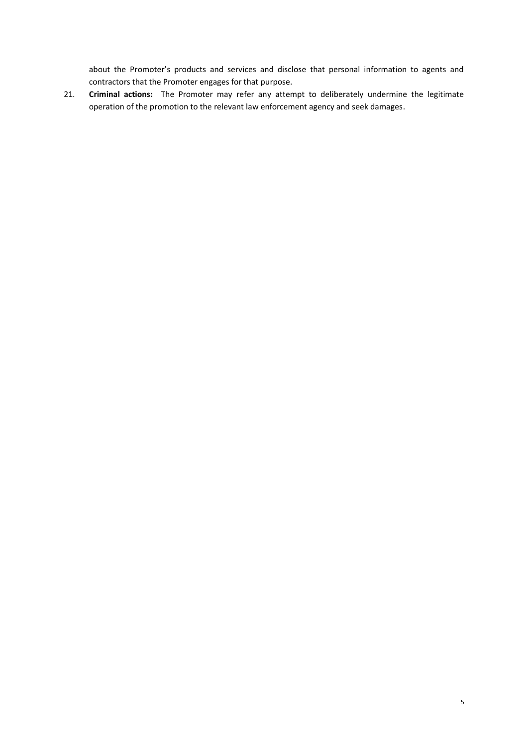about the Promoter's products and services and disclose that personal information to agents and contractors that the Promoter engages for that purpose.

21. **Criminal actions:** The Promoter may refer any attempt to deliberately undermine the legitimate operation of the promotion to the relevant law enforcement agency and seek damages.